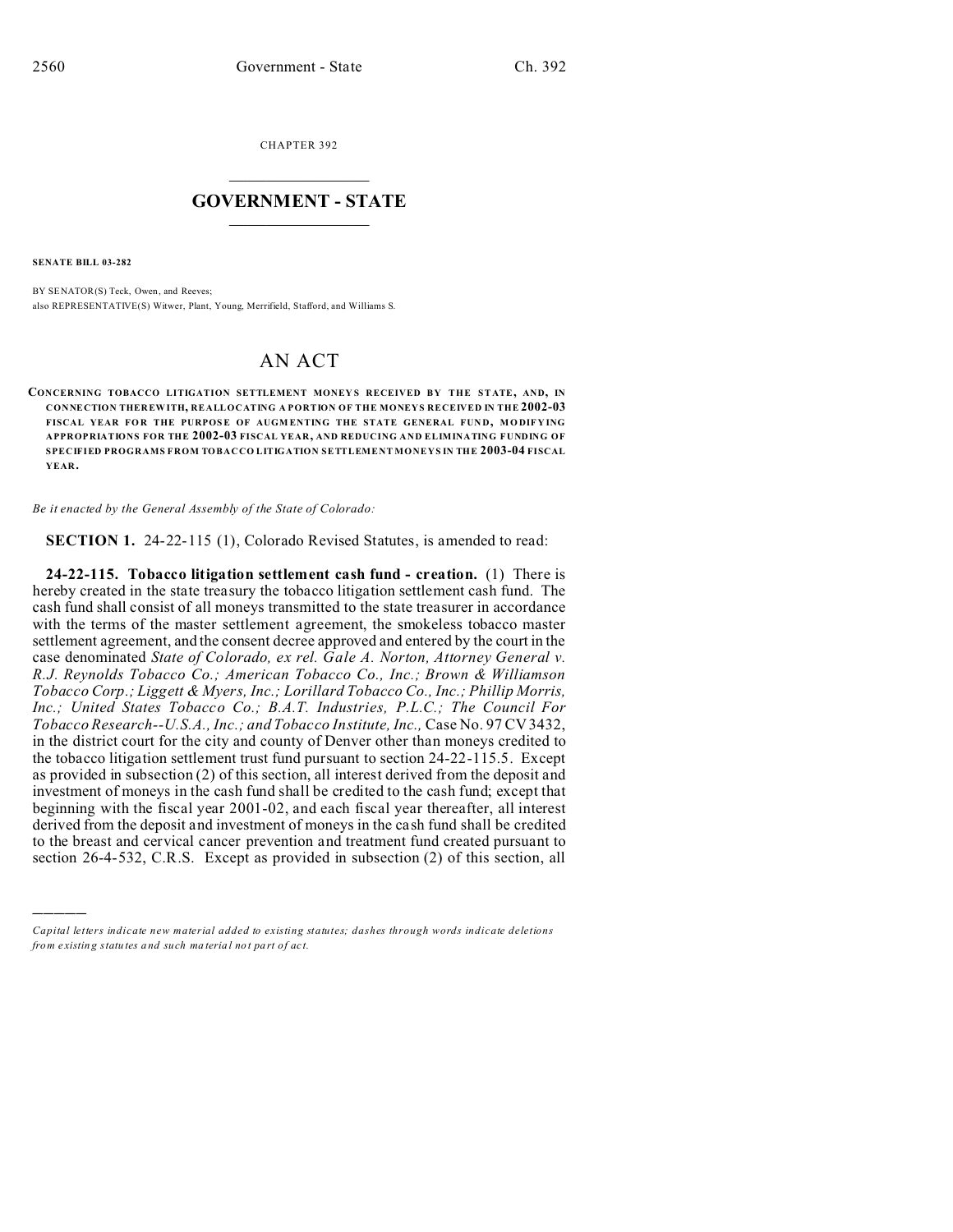CHAPTER 392

# GOVERNMENT - STATE

**SENATE BILL 03-282**

BY SENATOR(S) Teck, Owen, and Reeves;
also REPRESENTATIVE(S) Witwer, Plant, Young, Merrifield, Stafford, and Williams S.

# AN ACT

**CONCERNING TOBACCO LITIGATION SETTLEMENT MONEYS RECEIVED BY THE STATE, AND, IN CONNECTION THEREWITH, REALLOCATING A PORTION OF THE MONEYS RECEIVED IN THE 2002-03 FISCAL YEAR FOR THE PURPOSE OF AUGMENTING THE STATE GENERAL FUND, MODIFYING APPROPRIATIONS FOR THE 2002-03 FISCAL YEAR, AND REDUCING AND ELIMINATING FUNDING OF SPECIFIED PROGRAMS FROM TOBACCO LITIGATION SETTLEMENT MONEYS IN THE 2003-04 FISCAL YEAR.**

*Be it enacted by the General Assembly of the State of Colorado:*

**SECTION 1.** 24-22-115 (1), Colorado Revised Statutes, is amended to read:

**24-22-115. Tobacco litigation settlement cash fund - creation.** (1) There is hereby created in the state treasury the tobacco litigation settlement cash fund. The cash fund shall consist of all moneys transmitted to the state treasurer in accordance with the terms of the master settlement agreement, the smokeless tobacco master settlement agreement, and the consent decree approved and entered by the court in the case denominated *State of Colorado, ex rel. Gale A. Norton, Attorney General v. R.J. Reynolds Tobacco Co.; American Tobacco Co., Inc.; Brown & Williamson Tobacco Corp.; Liggett & Myers, Inc.; Lorillard Tobacco Co., Inc.; Phillip Morris, Inc.; United States Tobacco Co.; B.A.T. Industries, P.L.C.; The Council For Tobacco Research--U.S.A., Inc.; and Tobacco Institute, Inc.,* Case No. 97 CV 3432, in the district court for the city and county of Denver other than moneys credited to the tobacco litigation settlement trust fund pursuant to section 24-22-115.5. Except as provided in subsection (2) of this section, all interest derived from the deposit and investment of moneys in the cash fund shall be credited to the cash fund; except that beginning with the fiscal year 2001-02, and each fiscal year thereafter, all interest derived from the deposit and investment of moneys in the cash fund shall be credited to the breast and cervical cancer prevention and treatment fund created pursuant to section 26-4-532, C.R.S. Except as provided in subsection (2) of this section, all

---

*Capital letters indicate new material added to existing statutes; dashes through words indicate deletions from existing statutes and such material not part of act.*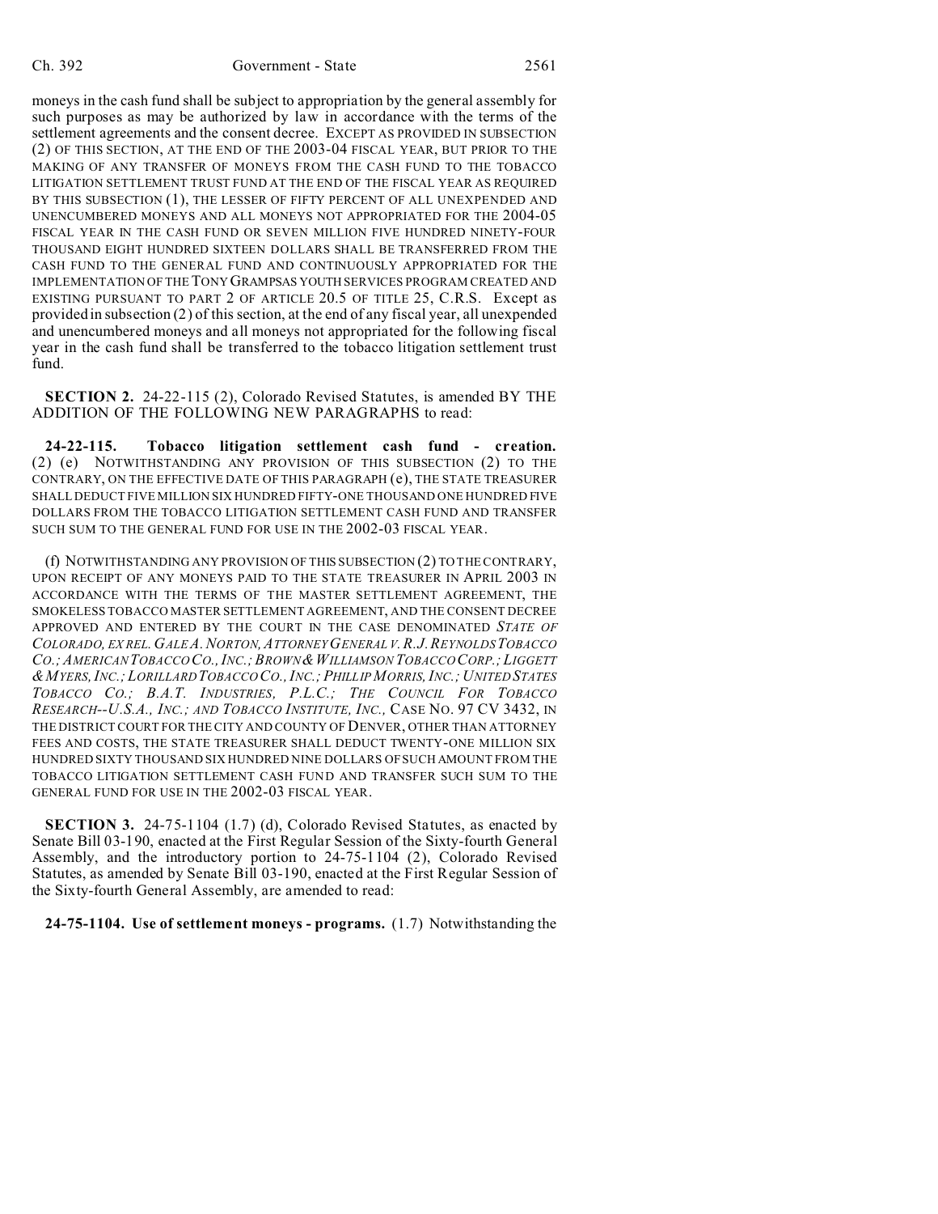moneys in the cash fund shall be subject to appropriation by the general assembly for such purposes as may be authorized by law in accordance with the terms of the settlement agreements and the consent decree. EXCEPT AS PROVIDED IN SUBSECTION (2) OF THIS SECTION, AT THE END OF THE 2003-04 FISCAL YEAR, BUT PRIOR TO THE MAKING OF ANY TRANSFER OF MONEYS FROM THE CASH FUND TO THE TOBACCO LITIGATION SETTLEMENT TRUST FUND AT THE END OF THE FISCAL YEAR AS REQUIRED BY THIS SUBSECTION (1), THE LESSER OF FIFTY PERCENT OF ALL UNEXPENDED AND UNENCUMBERED MONEYS AND ALL MONEYS NOT APPROPRIATED FOR THE 2004-05 FISCAL YEAR IN THE CASH FUND OR SEVEN MILLION FIVE HUNDRED NINETY-FOUR THOUSAND EIGHT HUNDRED SIXTEEN DOLLARS SHALL BE TRANSFERRED FROM THE CASH FUND TO THE GENERAL FUND AND CONTINUOUSLY APPROPRIATED FOR THE IMPLEMENTATION OF THE TONY GRAMPSAS YOUTH SERVICES PROGRAM CREATED AND EXISTING PURSUANT TO PART 2 OF ARTICLE 20.5 OF TITLE 25, C.R.S. Except as provided in subsection (2) of this section, at the end of any fiscal year, all unexpended and unencumbered moneys and all moneys not appropriated for the following fiscal year in the cash fund shall be transferred to the tobacco litigation settlement trust fund.

**SECTION 2.** 24-22-115 (2), Colorado Revised Statutes, is amended BY THE ADDITION OF THE FOLLOWING NEW PARAGRAPHS to read:

**24-22-115. Tobacco litigation settlement cash fund - creation.** (2) (e) NOTWITHSTANDING ANY PROVISION OF THIS SUBSECTION (2) TO THE CONTRARY, ON THE EFFECTIVE DATE OF THIS PARAGRAPH (e), THE STATE TREASURER SHALL DEDUCT FIVE MILLION SIX HUNDRED FIFTY-ONE THOUSAND ONE HUNDRED FIVE DOLLARS FROM THE TOBACCO LITIGATION SETTLEMENT CASH FUND AND TRANSFER SUCH SUM TO THE GENERAL FUND FOR USE IN THE 2002-03 FISCAL YEAR.

(f) NOTWITHSTANDING ANY PROVISION OF THIS SUBSECTION (2) TO THE CONTRARY, UPON RECEIPT OF ANY MONEYS PAID TO THE STATE TREASURER IN APRIL 2003 IN ACCORDANCE WITH THE TERMS OF THE MASTER SETTLEMENT AGREEMENT, THE SMOKELESS TOBACCO MASTER SETTLEMENT AGREEMENT, AND THE CONSENT DECREE APPROVED AND ENTERED BY THE COURT IN THE CASE DENOMINATED *STATE OF COLORADO, EX REL. GALE A. NORTON, ATTORNEY GENERAL V. R.J. REYNOLDS TOBACCO CO.; AMERICAN TOBACCO CO., INC.; BROWN & WILLIAMSON TOBACCO CORP.; LIGGETT & MYERS, INC.; LORILLARD TOBACCO CO., INC.; PHILLIP MORRIS, INC.; UNITED STATES TOBACCO CO.; B.A.T. INDUSTRIES, P.L.C.; THE COUNCIL FOR TOBACCO RESEARCH--U.S.A., INC.; AND TOBACCO INSTITUTE, INC.,* CASE NO. 97 CV 3432, IN THE DISTRICT COURT FOR THE CITY AND COUNTY OF DENVER, OTHER THAN ATTORNEY FEES AND COSTS, THE STATE TREASURER SHALL DEDUCT TWENTY-ONE MILLION SIX HUNDRED SIXTY THOUSAND SIX HUNDRED NINE DOLLARS OF SUCH AMOUNT FROM THE TOBACCO LITIGATION SETTLEMENT CASH FUND AND TRANSFER SUCH SUM TO THE GENERAL FUND FOR USE IN THE 2002-03 FISCAL YEAR.

**SECTION 3.** 24-75-1104 (1.7) (d), Colorado Revised Statutes, as enacted by Senate Bill 03-190, enacted at the First Regular Session of the Sixty-fourth General Assembly, and the introductory portion to 24-75-1104 (2), Colorado Revised Statutes, as amended by Senate Bill 03-190, enacted at the First Regular Session of the Sixty-fourth General Assembly, are amended to read:

**24-75-1104. Use of settlement moneys - programs.** (1.7) Notwithstanding the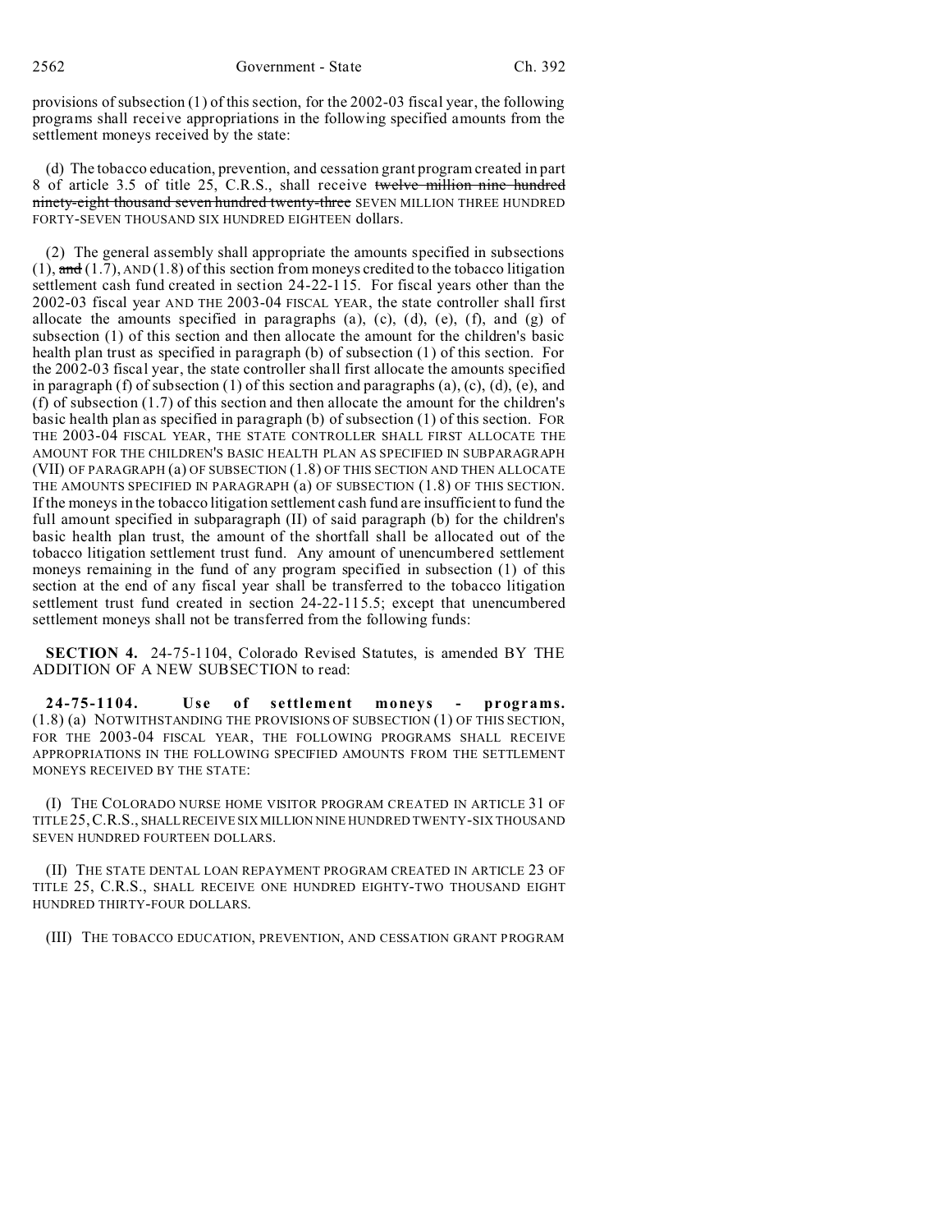provisions of subsection (1) of this section, for the 2002-03 fiscal year, the following programs shall receive appropriations in the following specified amounts from the settlement moneys received by the state:

(d) The tobacco education, prevention, and cessation grant program created in part 8 of article 3.5 of title 25, C.R.S., shall receive ~~twelve million nine hundred ninety-eight thousand seven hundred twenty-three~~ SEVEN MILLION THREE HUNDRED FORTY-SEVEN THOUSAND SIX HUNDRED EIGHTEEN dollars.

(2) The general assembly shall appropriate the amounts specified in subsections (1), ~~and~~ (1.7), AND (1.8) of this section from moneys credited to the tobacco litigation settlement cash fund created in section 24-22-115. For fiscal years other than the 2002-03 fiscal year AND THE 2003-04 FISCAL YEAR, the state controller shall first allocate the amounts specified in paragraphs (a), (c), (d), (e), (f), and (g) of subsection (1) of this section and then allocate the amount for the children's basic health plan trust as specified in paragraph (b) of subsection (1) of this section. For the 2002-03 fiscal year, the state controller shall first allocate the amounts specified in paragraph (f) of subsection (1) of this section and paragraphs (a), (c), (d), (e), and (f) of subsection (1.7) of this section and then allocate the amount for the children's basic health plan as specified in paragraph (b) of subsection (1) of this section. FOR THE 2003-04 FISCAL YEAR, THE STATE CONTROLLER SHALL FIRST ALLOCATE THE AMOUNT FOR THE CHILDREN'S BASIC HEALTH PLAN AS SPECIFIED IN SUBPARAGRAPH (VII) OF PARAGRAPH (a) OF SUBSECTION (1.8) OF THIS SECTION AND THEN ALLOCATE THE AMOUNTS SPECIFIED IN PARAGRAPH (a) OF SUBSECTION (1.8) OF THIS SECTION. If the moneys in the tobacco litigation settlement cash fund are insufficient to fund the full amount specified in subparagraph (II) of said paragraph (b) for the children's basic health plan trust, the amount of the shortfall shall be allocated out of the tobacco litigation settlement trust fund. Any amount of unencumbered settlement moneys remaining in the fund of any program specified in subsection (1) of this section at the end of any fiscal year shall be transferred to the tobacco litigation settlement trust fund created in section 24-22-115.5; except that unencumbered settlement moneys shall not be transferred from the following funds:

**SECTION 4.** 24-75-1104, Colorado Revised Statutes, is amended BY THE ADDITION OF A NEW SUBSECTION to read:

**24-75-1104. Use of settlement moneys - programs.** (1.8) (a) NOTWITHSTANDING THE PROVISIONS OF SUBSECTION (1) OF THIS SECTION, FOR THE 2003-04 FISCAL YEAR, THE FOLLOWING PROGRAMS SHALL RECEIVE APPROPRIATIONS IN THE FOLLOWING SPECIFIED AMOUNTS FROM THE SETTLEMENT MONEYS RECEIVED BY THE STATE:

(I) THE COLORADO NURSE HOME VISITOR PROGRAM CREATED IN ARTICLE 31 OF TITLE 25, C.R.S., SHALL RECEIVE SIX MILLION NINE HUNDRED TWENTY-SIX THOUSAND SEVEN HUNDRED FOURTEEN DOLLARS.

(II) THE STATE DENTAL LOAN REPAYMENT PROGRAM CREATED IN ARTICLE 23 OF TITLE 25, C.R.S., SHALL RECEIVE ONE HUNDRED EIGHTY-TWO THOUSAND EIGHT HUNDRED THIRTY-FOUR DOLLARS.

(III) THE TOBACCO EDUCATION, PREVENTION, AND CESSATION GRANT PROGRAM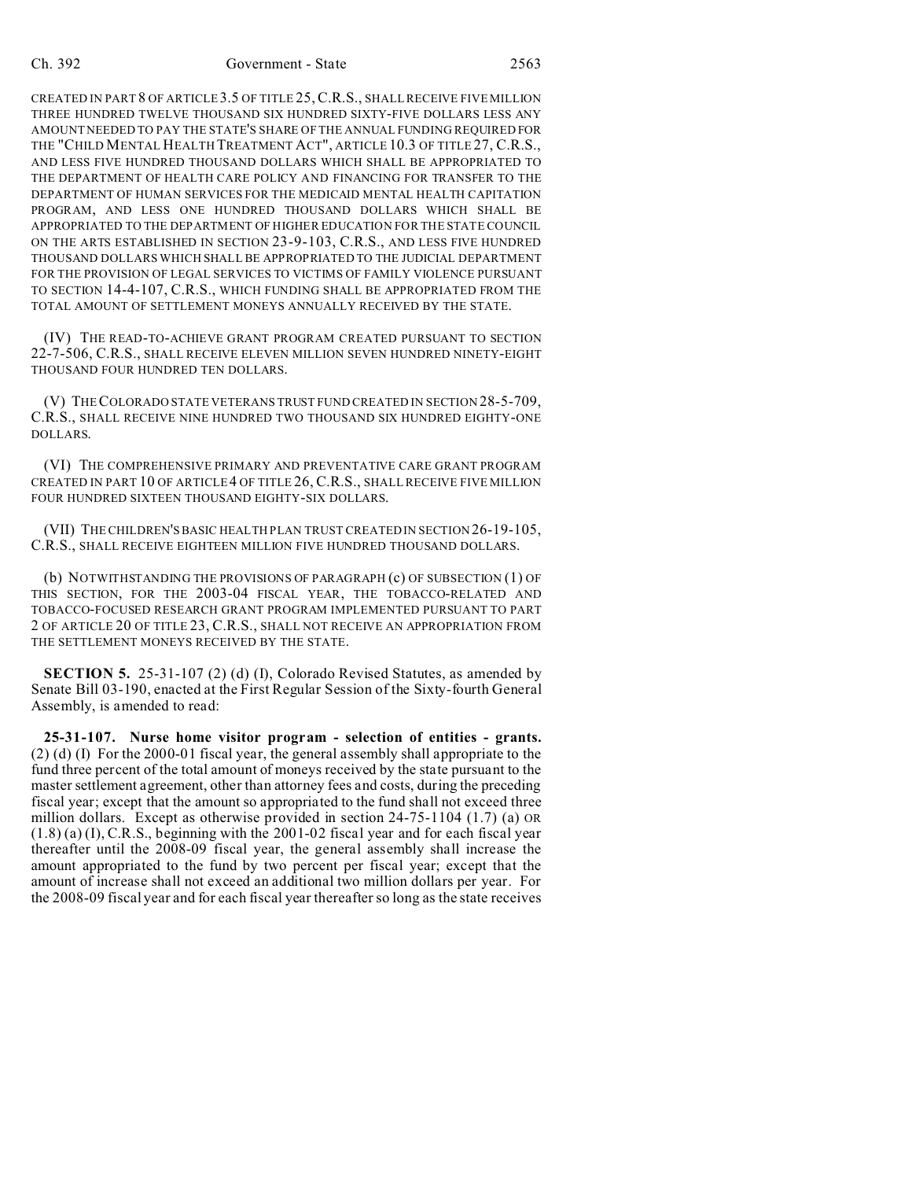CREATED IN PART 8 OF ARTICLE 3.5 OF TITLE 25, C.R.S., SHALL RECEIVE FIVE MILLION THREE HUNDRED TWELVE THOUSAND SIX HUNDRED SIXTY-FIVE DOLLARS LESS ANY AMOUNT NEEDED TO PAY THE STATE'S SHARE OF THE ANNUAL FUNDING REQUIRED FOR THE "CHILD MENTAL HEALTH TREATMENT ACT", ARTICLE 10.3 OF TITLE 27, C.R.S., AND LESS FIVE HUNDRED THOUSAND DOLLARS WHICH SHALL BE APPROPRIATED TO THE DEPARTMENT OF HEALTH CARE POLICY AND FINANCING FOR TRANSFER TO THE DEPARTMENT OF HUMAN SERVICES FOR THE MEDICAID MENTAL HEALTH CAPITATION PROGRAM, AND LESS ONE HUNDRED THOUSAND DOLLARS WHICH SHALL BE APPROPRIATED TO THE DEPARTMENT OF HIGHER EDUCATION FOR THE STATE COUNCIL ON THE ARTS ESTABLISHED IN SECTION 23-9-103, C.R.S., AND LESS FIVE HUNDRED THOUSAND DOLLARS WHICH SHALL BE APPROPRIATED TO THE JUDICIAL DEPARTMENT FOR THE PROVISION OF LEGAL SERVICES TO VICTIMS OF FAMILY VIOLENCE PURSUANT TO SECTION 14-4-107, C.R.S., WHICH FUNDING SHALL BE APPROPRIATED FROM THE TOTAL AMOUNT OF SETTLEMENT MONEYS ANNUALLY RECEIVED BY THE STATE.

(IV) THE READ-TO-ACHIEVE GRANT PROGRAM CREATED PURSUANT TO SECTION 22-7-506, C.R.S., SHALL RECEIVE ELEVEN MILLION SEVEN HUNDRED NINETY-EIGHT THOUSAND FOUR HUNDRED TEN DOLLARS.

(V) THE COLORADO STATE VETERANS TRUST FUND CREATED IN SECTION 28-5-709, C.R.S., SHALL RECEIVE NINE HUNDRED TWO THOUSAND SIX HUNDRED EIGHTY-ONE DOLLARS.

(VI) THE COMPREHENSIVE PRIMARY AND PREVENTATIVE CARE GRANT PROGRAM CREATED IN PART 10 OF ARTICLE 4 OF TITLE 26, C.R.S., SHALL RECEIVE FIVE MILLION FOUR HUNDRED SIXTEEN THOUSAND EIGHTY-SIX DOLLARS.

(VII) THE CHILDREN'S BASIC HEALTH PLAN TRUST CREATED IN SECTION 26-19-105, C.R.S., SHALL RECEIVE EIGHTEEN MILLION FIVE HUNDRED THOUSAND DOLLARS.

(b) NOTWITHSTANDING THE PROVISIONS OF PARAGRAPH (c) OF SUBSECTION (1) OF THIS SECTION, FOR THE 2003-04 FISCAL YEAR, THE TOBACCO-RELATED AND TOBACCO-FOCUSED RESEARCH GRANT PROGRAM IMPLEMENTED PURSUANT TO PART 2 OF ARTICLE 20 OF TITLE 23, C.R.S., SHALL NOT RECEIVE AN APPROPRIATION FROM THE SETTLEMENT MONEYS RECEIVED BY THE STATE.

**SECTION 5.** 25-31-107 (2) (d) (I), Colorado Revised Statutes, as amended by Senate Bill 03-190, enacted at the First Regular Session of the Sixty-fourth General Assembly, is amended to read:

**25-31-107. Nurse home visitor program - selection of entities - grants.** (2) (d) (I) For the 2000-01 fiscal year, the general assembly shall appropriate to the fund three percent of the total amount of moneys received by the state pursuant to the master settlement agreement, other than attorney fees and costs, during the preceding fiscal year; except that the amount so appropriated to the fund shall not exceed three million dollars. Except as otherwise provided in section 24-75-1104 (1.7) (a) OR (1.8) (a) (I), C.R.S., beginning with the 2001-02 fiscal year and for each fiscal year thereafter until the 2008-09 fiscal year, the general assembly shall increase the amount appropriated to the fund by two percent per fiscal year; except that the amount of increase shall not exceed an additional two million dollars per year. For the 2008-09 fiscal year and for each fiscal year thereafter so long as the state receives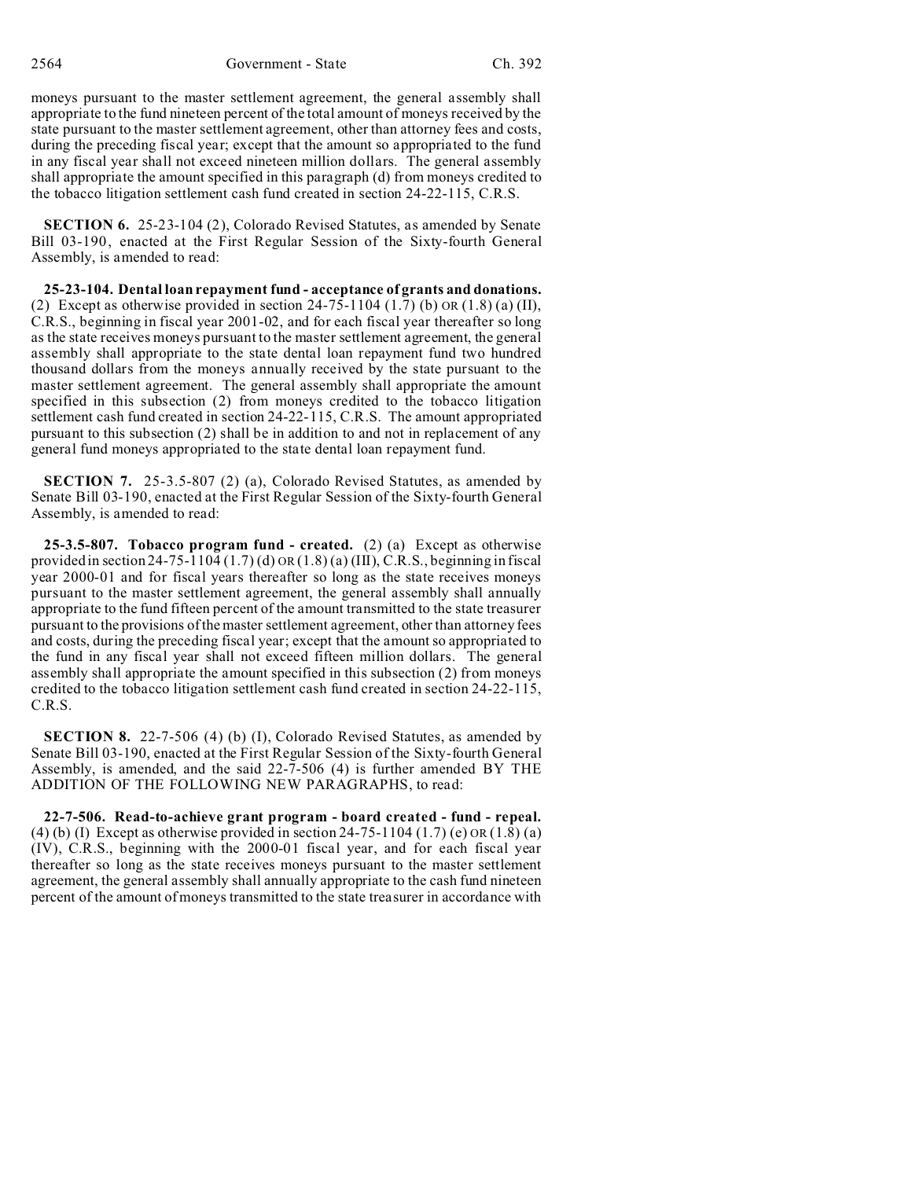moneys pursuant to the master settlement agreement, the general assembly shall appropriate to the fund nineteen percent of the total amount of moneys received by the state pursuant to the master settlement agreement, other than attorney fees and costs, during the preceding fiscal year; except that the amount so appropriated to the fund in any fiscal year shall not exceed nineteen million dollars. The general assembly shall appropriate the amount specified in this paragraph (d) from moneys credited to the tobacco litigation settlement cash fund created in section 24-22-115, C.R.S.

**SECTION 6.** 25-23-104 (2), Colorado Revised Statutes, as amended by Senate Bill 03-190, enacted at the First Regular Session of the Sixty-fourth General Assembly, is amended to read:

**25-23-104. Dental loan repayment fund - acceptance of grants and donations.** (2) Except as otherwise provided in section 24-75-1104 (1.7) (b) OR (1.8) (a) (II), C.R.S., beginning in fiscal year 2001-02, and for each fiscal year thereafter so long as the state receives moneys pursuant to the master settlement agreement, the general assembly shall appropriate to the state dental loan repayment fund two hundred thousand dollars from the moneys annually received by the state pursuant to the master settlement agreement. The general assembly shall appropriate the amount specified in this subsection (2) from moneys credited to the tobacco litigation settlement cash fund created in section 24-22-115, C.R.S. The amount appropriated pursuant to this subsection (2) shall be in addition to and not in replacement of any general fund moneys appropriated to the state dental loan repayment fund.

**SECTION 7.** 25-3.5-807 (2) (a), Colorado Revised Statutes, as amended by Senate Bill 03-190, enacted at the First Regular Session of the Sixty-fourth General Assembly, is amended to read:

**25-3.5-807. Tobacco program fund - created.** (2) (a) Except as otherwise provided in section 24-75-1104 (1.7) (d) OR (1.8) (a) (III), C.R.S., beginning in fiscal year 2000-01 and for fiscal years thereafter so long as the state receives moneys pursuant to the master settlement agreement, the general assembly shall annually appropriate to the fund fifteen percent of the amount transmitted to the state treasurer pursuant to the provisions of the master settlement agreement, other than attorney fees and costs, during the preceding fiscal year; except that the amount so appropriated to the fund in any fiscal year shall not exceed fifteen million dollars. The general assembly shall appropriate the amount specified in this subsection (2) from moneys credited to the tobacco litigation settlement cash fund created in section 24-22-115, C.R.S.

**SECTION 8.** 22-7-506 (4) (b) (I), Colorado Revised Statutes, as amended by Senate Bill 03-190, enacted at the First Regular Session of the Sixty-fourth General Assembly, is amended, and the said 22-7-506 (4) is further amended BY THE ADDITION OF THE FOLLOWING NEW PARAGRAPHS, to read:

**22-7-506. Read-to-achieve grant program - board created - fund - repeal.** (4) (b) (I) Except as otherwise provided in section 24-75-1104 (1.7) (e) OR (1.8) (a) (IV), C.R.S., beginning with the 2000-01 fiscal year, and for each fiscal year thereafter so long as the state receives moneys pursuant to the master settlement agreement, the general assembly shall annually appropriate to the cash fund nineteen percent of the amount of moneys transmitted to the state treasurer in accordance with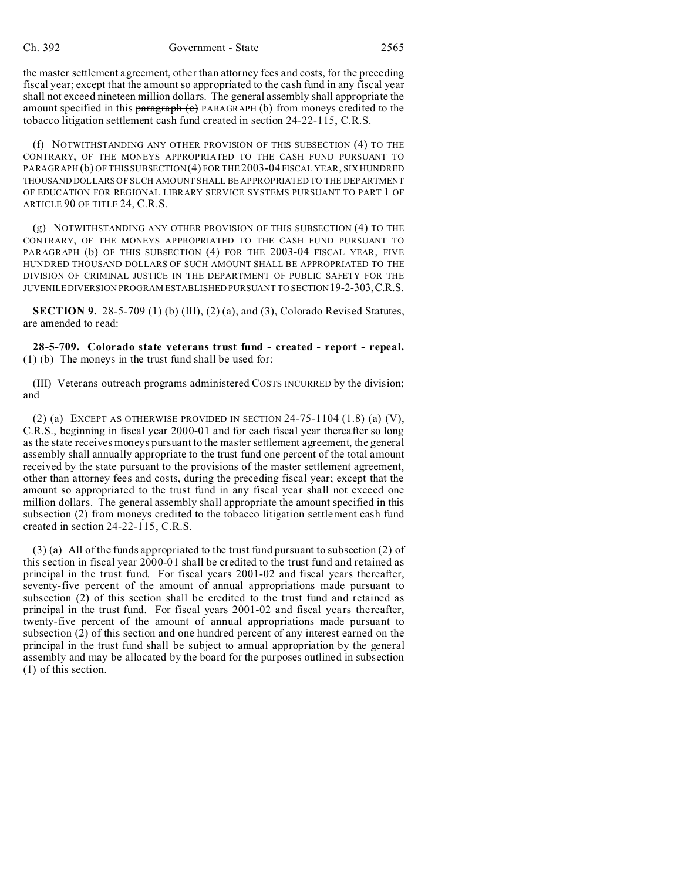the master settlement agreement, other than attorney fees and costs, for the preceding fiscal year; except that the amount so appropriated to the cash fund in any fiscal year shall not exceed nineteen million dollars. The general assembly shall appropriate the amount specified in this ~~paragraph (c)~~ PARAGRAPH (b) from moneys credited to the tobacco litigation settlement cash fund created in section 24-22-115, C.R.S.

(f) NOTWITHSTANDING ANY OTHER PROVISION OF THIS SUBSECTION (4) TO THE CONTRARY, OF THE MONEYS APPROPRIATED TO THE CASH FUND PURSUANT TO PARAGRAPH (b) OF THIS SUBSECTION (4) FOR THE 2003-04 FISCAL YEAR, SIX HUNDRED THOUSAND DOLLARS OF SUCH AMOUNT SHALL BE APPROPRIATED TO THE DEPARTMENT OF EDUCATION FOR REGIONAL LIBRARY SERVICE SYSTEMS PURSUANT TO PART 1 OF ARTICLE 90 OF TITLE 24, C.R.S.

(g) NOTWITHSTANDING ANY OTHER PROVISION OF THIS SUBSECTION (4) TO THE CONTRARY, OF THE MONEYS APPROPRIATED TO THE CASH FUND PURSUANT TO PARAGRAPH (b) OF THIS SUBSECTION (4) FOR THE 2003-04 FISCAL YEAR, FIVE HUNDRED THOUSAND DOLLARS OF SUCH AMOUNT SHALL BE APPROPRIATED TO THE DIVISION OF CRIMINAL JUSTICE IN THE DEPARTMENT OF PUBLIC SAFETY FOR THE JUVENILE DIVERSION PROGRAM ESTABLISHED PURSUANT TO SECTION 19-2-303, C.R.S.

**SECTION 9.** 28-5-709 (1) (b) (III), (2) (a), and (3), Colorado Revised Statutes, are amended to read:

**28-5-709. Colorado state veterans trust fund - created - report - repeal.** (1) (b) The moneys in the trust fund shall be used for:

(III) ~~Veterans outreach programs administered~~ COSTS INCURRED by the division; and

(2) (a) EXCEPT AS OTHERWISE PROVIDED IN SECTION 24-75-1104 (1.8) (a) (V), C.R.S., beginning in fiscal year 2000-01 and for each fiscal year thereafter so long as the state receives moneys pursuant to the master settlement agreement, the general assembly shall annually appropriate to the trust fund one percent of the total amount received by the state pursuant to the provisions of the master settlement agreement, other than attorney fees and costs, during the preceding fiscal year; except that the amount so appropriated to the trust fund in any fiscal year shall not exceed one million dollars. The general assembly shall appropriate the amount specified in this subsection (2) from moneys credited to the tobacco litigation settlement cash fund created in section 24-22-115, C.R.S.

(3) (a) All of the funds appropriated to the trust fund pursuant to subsection (2) of this section in fiscal year 2000-01 shall be credited to the trust fund and retained as principal in the trust fund. For fiscal years 2001-02 and fiscal years thereafter, seventy-five percent of the amount of annual appropriations made pursuant to subsection (2) of this section shall be credited to the trust fund and retained as principal in the trust fund. For fiscal years 2001-02 and fiscal years thereafter, twenty-five percent of the amount of annual appropriations made pursuant to subsection (2) of this section and one hundred percent of any interest earned on the principal in the trust fund shall be subject to annual appropriation by the general assembly and may be allocated by the board for the purposes outlined in subsection (1) of this section.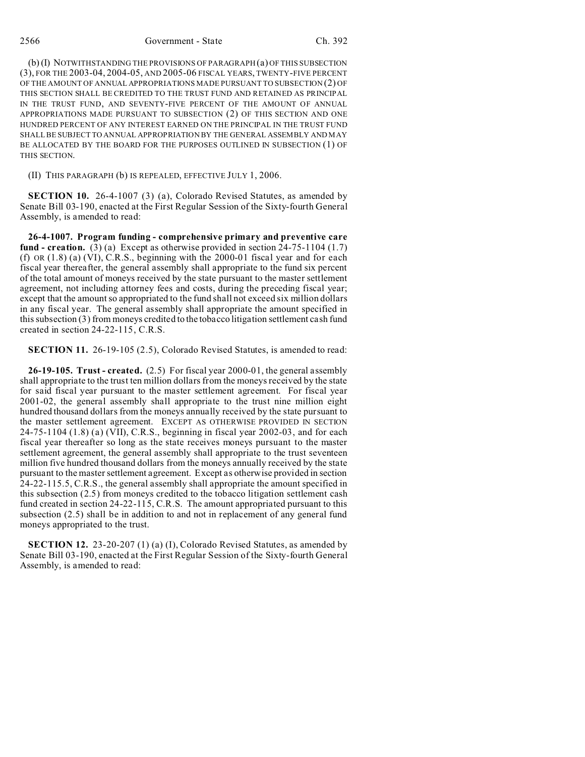(b) (I) NOTWITHSTANDING THE PROVISIONS OF PARAGRAPH (a) OF THIS SUBSECTION (3), FOR THE 2003-04, 2004-05, AND 2005-06 FISCAL YEARS, TWENTY-FIVE PERCENT OF THE AMOUNT OF ANNUAL APPROPRIATIONS MADE PURSUANT TO SUBSECTION (2) OF THIS SECTION SHALL BE CREDITED TO THE TRUST FUND AND RETAINED AS PRINCIPAL IN THE TRUST FUND, AND SEVENTY-FIVE PERCENT OF THE AMOUNT OF ANNUAL APPROPRIATIONS MADE PURSUANT TO SUBSECTION (2) OF THIS SECTION AND ONE HUNDRED PERCENT OF ANY INTEREST EARNED ON THE PRINCIPAL IN THE TRUST FUND SHALL BE SUBJECT TO ANNUAL APPROPRIATION BY THE GENERAL ASSEMBLY AND MAY BE ALLOCATED BY THE BOARD FOR THE PURPOSES OUTLINED IN SUBSECTION (1) OF THIS SECTION.

(II) THIS PARAGRAPH (b) IS REPEALED, EFFECTIVE JULY 1, 2006.

**SECTION 10.** 26-4-1007 (3) (a), Colorado Revised Statutes, as amended by Senate Bill 03-190, enacted at the First Regular Session of the Sixty-fourth General Assembly, is amended to read:

**26-4-1007. Program funding - comprehensive primary and preventive care fund - creation.** (3) (a) Except as otherwise provided in section 24-75-1104 (1.7) (f) OR (1.8) (a) (VI), C.R.S., beginning with the 2000-01 fiscal year and for each fiscal year thereafter, the general assembly shall appropriate to the fund six percent of the total amount of moneys received by the state pursuant to the master settlement agreement, not including attorney fees and costs, during the preceding fiscal year; except that the amount so appropriated to the fund shall not exceed six million dollars in any fiscal year. The general assembly shall appropriate the amount specified in this subsection (3) from moneys credited to the tobacco litigation settlement cash fund created in section 24-22-115, C.R.S.

**SECTION 11.** 26-19-105 (2.5), Colorado Revised Statutes, is amended to read:

**26-19-105. Trust - created.** (2.5) For fiscal year 2000-01, the general assembly shall appropriate to the trust ten million dollars from the moneys received by the state for said fiscal year pursuant to the master settlement agreement. For fiscal year 2001-02, the general assembly shall appropriate to the trust nine million eight hundred thousand dollars from the moneys annually received by the state pursuant to the master settlement agreement. EXCEPT AS OTHERWISE PROVIDED IN SECTION 24-75-1104 (1.8) (a) (VII), C.R.S., beginning in fiscal year 2002-03, and for each fiscal year thereafter so long as the state receives moneys pursuant to the master settlement agreement, the general assembly shall appropriate to the trust seventeen million five hundred thousand dollars from the moneys annually received by the state pursuant to the master settlement agreement. Except as otherwise provided in section 24-22-115.5, C.R.S., the general assembly shall appropriate the amount specified in this subsection (2.5) from moneys credited to the tobacco litigation settlement cash fund created in section 24-22-115, C.R.S. The amount appropriated pursuant to this subsection (2.5) shall be in addition to and not in replacement of any general fund moneys appropriated to the trust.

**SECTION 12.** 23-20-207 (1) (a) (I), Colorado Revised Statutes, as amended by Senate Bill 03-190, enacted at the First Regular Session of the Sixty-fourth General Assembly, is amended to read: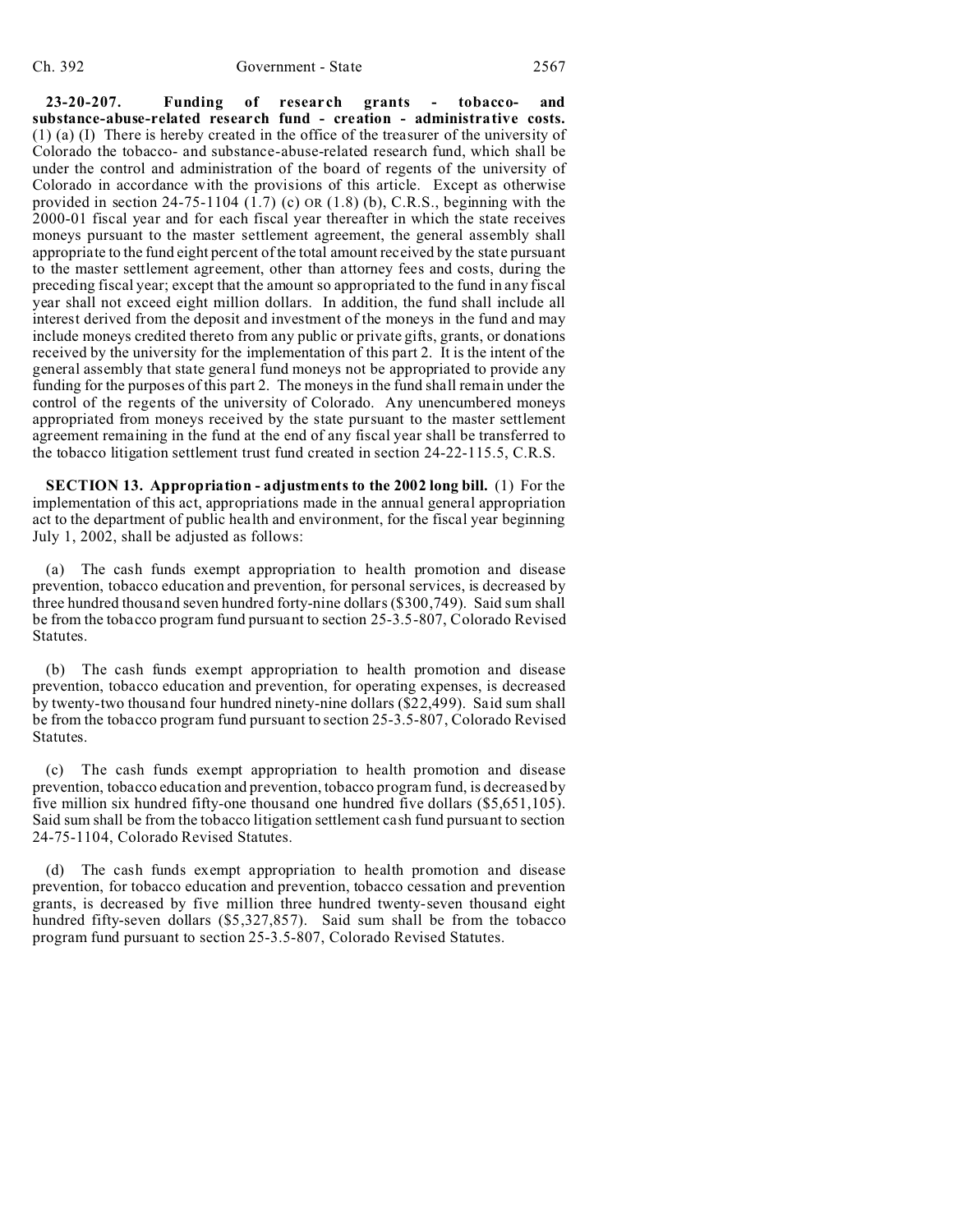**23-20-207. Funding of research grants - tobacco- and substance-abuse-related research fund - creation - administrative costs.** (1) (a) (I) There is hereby created in the office of the treasurer of the university of Colorado the tobacco- and substance-abuse-related research fund, which shall be under the control and administration of the board of regents of the university of Colorado in accordance with the provisions of this article. Except as otherwise provided in section 24-75-1104 (1.7) (c) OR (1.8) (b), C.R.S., beginning with the 2000-01 fiscal year and for each fiscal year thereafter in which the state receives moneys pursuant to the master settlement agreement, the general assembly shall appropriate to the fund eight percent of the total amount received by the state pursuant to the master settlement agreement, other than attorney fees and costs, during the preceding fiscal year; except that the amount so appropriated to the fund in any fiscal year shall not exceed eight million dollars. In addition, the fund shall include all interest derived from the deposit and investment of the moneys in the fund and may include moneys credited thereto from any public or private gifts, grants, or donations received by the university for the implementation of this part 2. It is the intent of the general assembly that state general fund moneys not be appropriated to provide any funding for the purposes of this part 2. The moneys in the fund shall remain under the control of the regents of the university of Colorado. Any unencumbered moneys appropriated from moneys received by the state pursuant to the master settlement agreement remaining in the fund at the end of any fiscal year shall be transferred to the tobacco litigation settlement trust fund created in section 24-22-115.5, C.R.S.

**SECTION 13. Appropriation - adjustments to the 2002 long bill.** (1) For the implementation of this act, appropriations made in the annual general appropriation act to the department of public health and environment, for the fiscal year beginning July 1, 2002, shall be adjusted as follows:

(a) The cash funds exempt appropriation to health promotion and disease prevention, tobacco education and prevention, for personal services, is decreased by three hundred thousand seven hundred forty-nine dollars ($300,749). Said sum shall be from the tobacco program fund pursuant to section 25-3.5-807, Colorado Revised Statutes.

(b) The cash funds exempt appropriation to health promotion and disease prevention, tobacco education and prevention, for operating expenses, is decreased by twenty-two thousand four hundred ninety-nine dollars ($22,499). Said sum shall be from the tobacco program fund pursuant to section 25-3.5-807, Colorado Revised Statutes.

(c) The cash funds exempt appropriation to health promotion and disease prevention, tobacco education and prevention, tobacco program fund, is decreased by five million six hundred fifty-one thousand one hundred five dollars ($5,651,105). Said sum shall be from the tobacco litigation settlement cash fund pursuant to section 24-75-1104, Colorado Revised Statutes.

(d) The cash funds exempt appropriation to health promotion and disease prevention, for tobacco education and prevention, tobacco cessation and prevention grants, is decreased by five million three hundred twenty-seven thousand eight hundred fifty-seven dollars ($5,327,857). Said sum shall be from the tobacco program fund pursuant to section 25-3.5-807, Colorado Revised Statutes.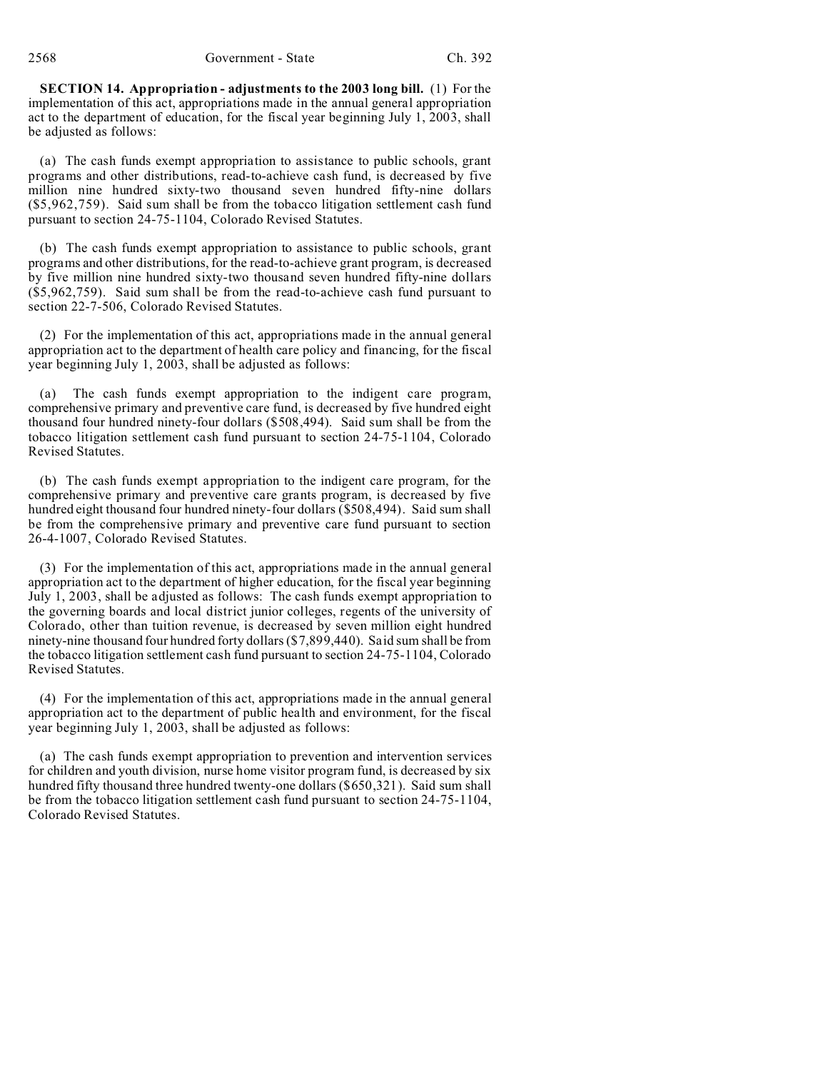**SECTION 14. Appropriation - adjustments to the 2003 long bill.** (1) For the implementation of this act, appropriations made in the annual general appropriation act to the department of education, for the fiscal year beginning July 1, 2003, shall be adjusted as follows:

(a) The cash funds exempt appropriation to assistance to public schools, grant programs and other distributions, read-to-achieve cash fund, is decreased by five million nine hundred sixty-two thousand seven hundred fifty-nine dollars ($5,962,759). Said sum shall be from the tobacco litigation settlement cash fund pursuant to section 24-75-1104, Colorado Revised Statutes.

(b) The cash funds exempt appropriation to assistance to public schools, grant programs and other distributions, for the read-to-achieve grant program, is decreased by five million nine hundred sixty-two thousand seven hundred fifty-nine dollars ($5,962,759). Said sum shall be from the read-to-achieve cash fund pursuant to section 22-7-506, Colorado Revised Statutes.

(2) For the implementation of this act, appropriations made in the annual general appropriation act to the department of health care policy and financing, for the fiscal year beginning July 1, 2003, shall be adjusted as follows:

(a) The cash funds exempt appropriation to the indigent care program, comprehensive primary and preventive care fund, is decreased by five hundred eight thousand four hundred ninety-four dollars ($508,494). Said sum shall be from the tobacco litigation settlement cash fund pursuant to section 24-75-1104, Colorado Revised Statutes.

(b) The cash funds exempt appropriation to the indigent care program, for the comprehensive primary and preventive care grants program, is decreased by five hundred eight thousand four hundred ninety-four dollars ($508,494). Said sum shall be from the comprehensive primary and preventive care fund pursuant to section 26-4-1007, Colorado Revised Statutes.

(3) For the implementation of this act, appropriations made in the annual general appropriation act to the department of higher education, for the fiscal year beginning July 1, 2003, shall be adjusted as follows: The cash funds exempt appropriation to the governing boards and local district junior colleges, regents of the university of Colorado, other than tuition revenue, is decreased by seven million eight hundred ninety-nine thousand four hundred forty dollars ($7,899,440). Said sum shall be from the tobacco litigation settlement cash fund pursuant to section 24-75-1104, Colorado Revised Statutes.

(4) For the implementation of this act, appropriations made in the annual general appropriation act to the department of public health and environment, for the fiscal year beginning July 1, 2003, shall be adjusted as follows:

(a) The cash funds exempt appropriation to prevention and intervention services for children and youth division, nurse home visitor program fund, is decreased by six hundred fifty thousand three hundred twenty-one dollars ($650,321). Said sum shall be from the tobacco litigation settlement cash fund pursuant to section 24-75-1104, Colorado Revised Statutes.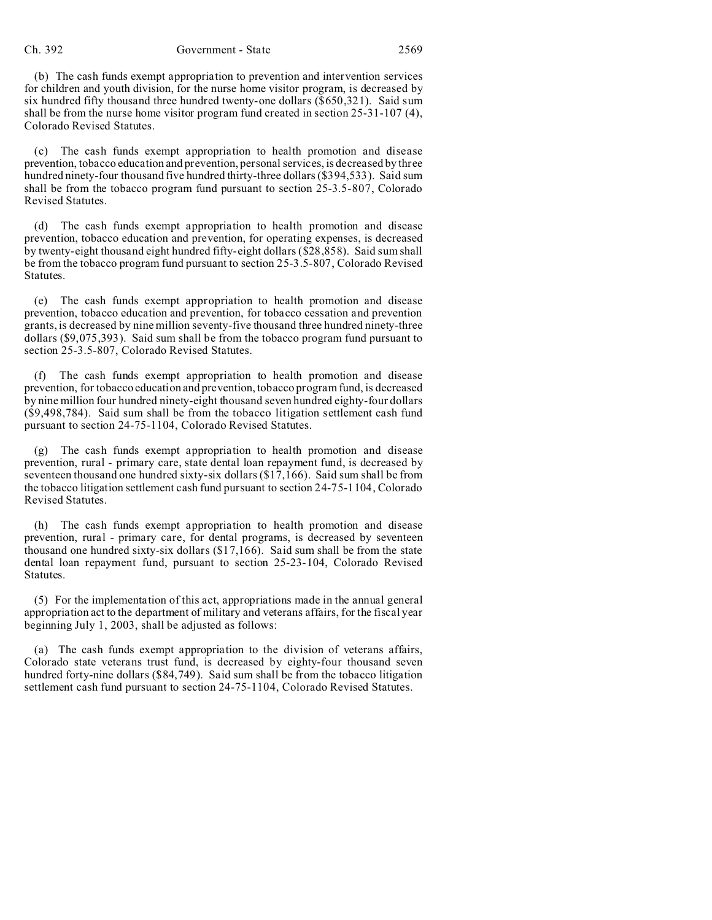(b) The cash funds exempt appropriation to prevention and intervention services for children and youth division, for the nurse home visitor program, is decreased by six hundred fifty thousand three hundred twenty-one dollars ($650,321). Said sum shall be from the nurse home visitor program fund created in section 25-31-107 (4), Colorado Revised Statutes.

(c) The cash funds exempt appropriation to health promotion and disease prevention, tobacco education and prevention, personal services, is decreased by three hundred ninety-four thousand five hundred thirty-three dollars ($394,533). Said sum shall be from the tobacco program fund pursuant to section 25-3.5-807, Colorado Revised Statutes.

(d) The cash funds exempt appropriation to health promotion and disease prevention, tobacco education and prevention, for operating expenses, is decreased by twenty-eight thousand eight hundred fifty-eight dollars ($28,858). Said sum shall be from the tobacco program fund pursuant to section 25-3.5-807, Colorado Revised Statutes.

(e) The cash funds exempt appropriation to health promotion and disease prevention, tobacco education and prevention, for tobacco cessation and prevention grants, is decreased by nine million seventy-five thousand three hundred ninety-three dollars ($9,075,393). Said sum shall be from the tobacco program fund pursuant to section 25-3.5-807, Colorado Revised Statutes.

(f) The cash funds exempt appropriation to health promotion and disease prevention, for tobacco education and prevention, tobacco program fund, is decreased by nine million four hundred ninety-eight thousand seven hundred eighty-four dollars ($9,498,784). Said sum shall be from the tobacco litigation settlement cash fund pursuant to section 24-75-1104, Colorado Revised Statutes.

(g) The cash funds exempt appropriation to health promotion and disease prevention, rural - primary care, state dental loan repayment fund, is decreased by seventeen thousand one hundred sixty-six dollars ($17,166). Said sum shall be from the tobacco litigation settlement cash fund pursuant to section 24-75-1104, Colorado Revised Statutes.

(h) The cash funds exempt appropriation to health promotion and disease prevention, rural - primary care, for dental programs, is decreased by seventeen thousand one hundred sixty-six dollars ($17,166). Said sum shall be from the state dental loan repayment fund, pursuant to section 25-23-104, Colorado Revised Statutes.

(5) For the implementation of this act, appropriations made in the annual general appropriation act to the department of military and veterans affairs, for the fiscal year beginning July 1, 2003, shall be adjusted as follows:

(a) The cash funds exempt appropriation to the division of veterans affairs, Colorado state veterans trust fund, is decreased by eighty-four thousand seven hundred forty-nine dollars ($84,749). Said sum shall be from the tobacco litigation settlement cash fund pursuant to section 24-75-1104, Colorado Revised Statutes.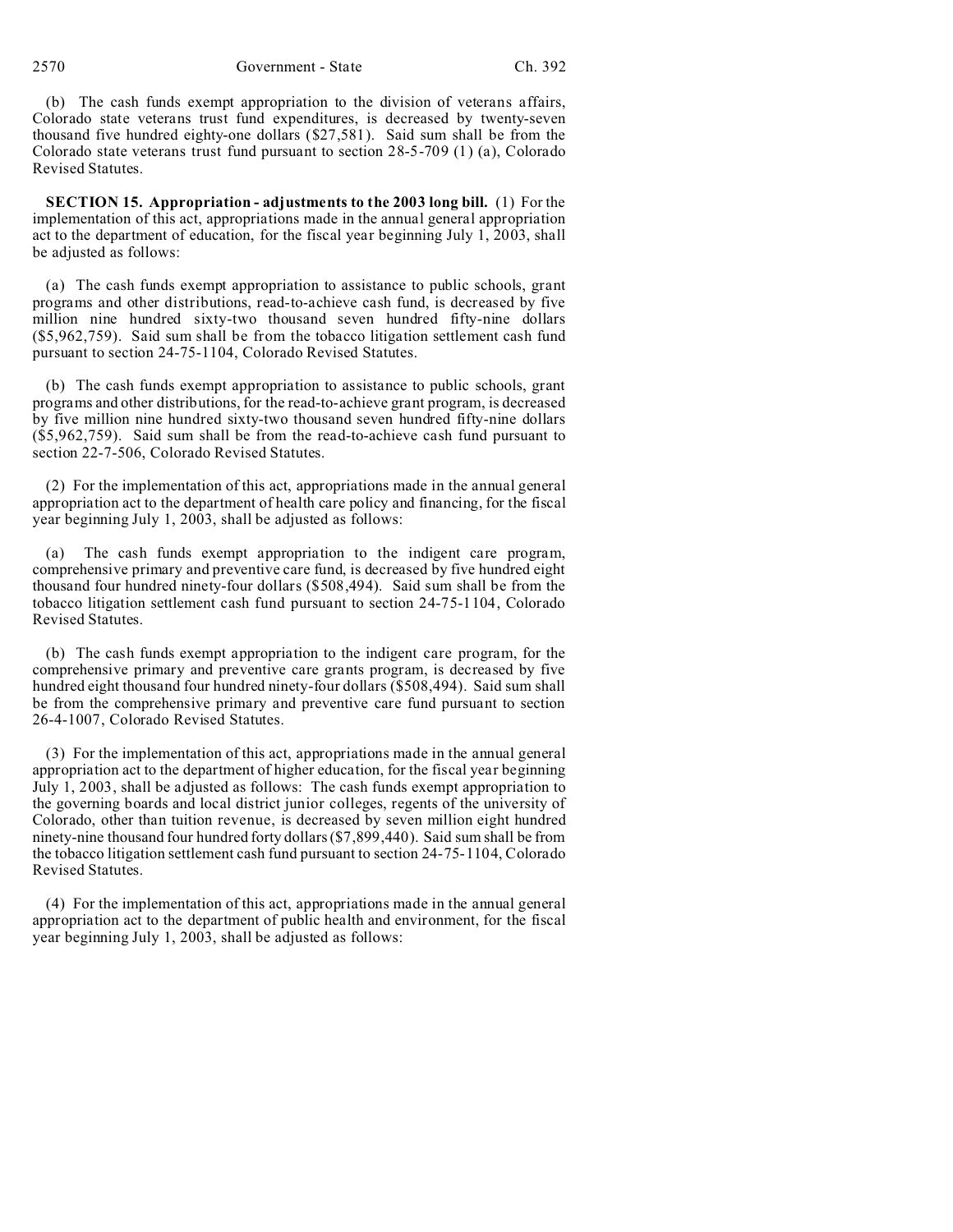(b) The cash funds exempt appropriation to the division of veterans affairs, Colorado state veterans trust fund expenditures, is decreased by twenty-seven thousand five hundred eighty-one dollars ($27,581). Said sum shall be from the Colorado state veterans trust fund pursuant to section 28-5-709 (1) (a), Colorado Revised Statutes.

**SECTION 15. Appropriation - adjustments to the 2003 long bill.** (1) For the implementation of this act, appropriations made in the annual general appropriation act to the department of education, for the fiscal year beginning July 1, 2003, shall be adjusted as follows:

(a) The cash funds exempt appropriation to assistance to public schools, grant programs and other distributions, read-to-achieve cash fund, is decreased by five million nine hundred sixty-two thousand seven hundred fifty-nine dollars ($5,962,759). Said sum shall be from the tobacco litigation settlement cash fund pursuant to section 24-75-1104, Colorado Revised Statutes.

(b) The cash funds exempt appropriation to assistance to public schools, grant programs and other distributions, for the read-to-achieve grant program, is decreased by five million nine hundred sixty-two thousand seven hundred fifty-nine dollars ($5,962,759). Said sum shall be from the read-to-achieve cash fund pursuant to section 22-7-506, Colorado Revised Statutes.

(2) For the implementation of this act, appropriations made in the annual general appropriation act to the department of health care policy and financing, for the fiscal year beginning July 1, 2003, shall be adjusted as follows:

(a) The cash funds exempt appropriation to the indigent care program, comprehensive primary and preventive care fund, is decreased by five hundred eight thousand four hundred ninety-four dollars ($508,494). Said sum shall be from the tobacco litigation settlement cash fund pursuant to section 24-75-1104, Colorado Revised Statutes.

(b) The cash funds exempt appropriation to the indigent care program, for the comprehensive primary and preventive care grants program, is decreased by five hundred eight thousand four hundred ninety-four dollars ($508,494). Said sum shall be from the comprehensive primary and preventive care fund pursuant to section 26-4-1007, Colorado Revised Statutes.

(3) For the implementation of this act, appropriations made in the annual general appropriation act to the department of higher education, for the fiscal year beginning July 1, 2003, shall be adjusted as follows: The cash funds exempt appropriation to the governing boards and local district junior colleges, regents of the university of Colorado, other than tuition revenue, is decreased by seven million eight hundred ninety-nine thousand four hundred forty dollars ($7,899,440). Said sum shall be from the tobacco litigation settlement cash fund pursuant to section 24-75-1104, Colorado Revised Statutes.

(4) For the implementation of this act, appropriations made in the annual general appropriation act to the department of public health and environment, for the fiscal year beginning July 1, 2003, shall be adjusted as follows: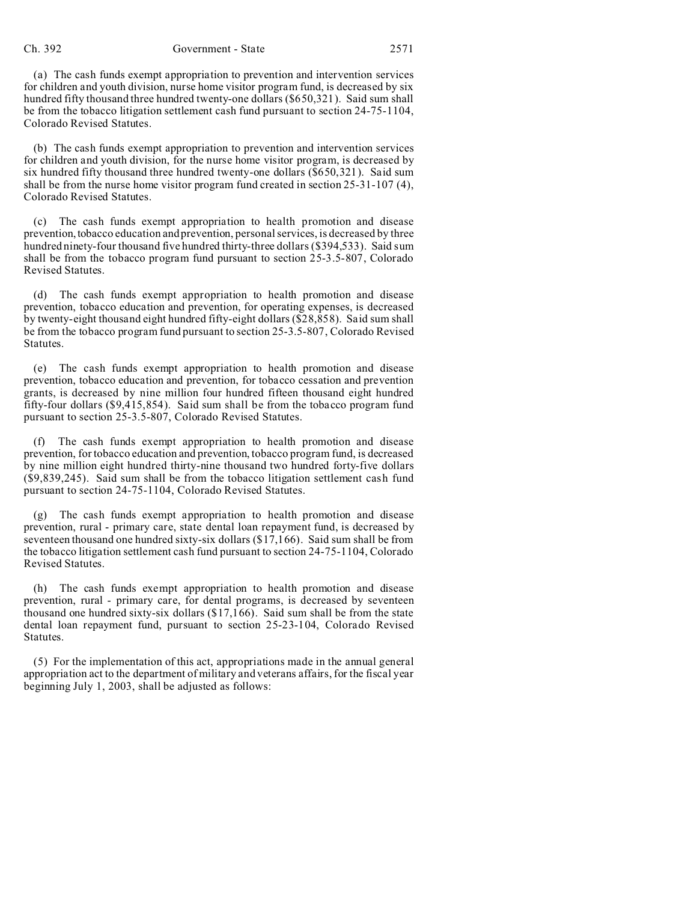(a) The cash funds exempt appropriation to prevention and intervention services for children and youth division, nurse home visitor program fund, is decreased by six hundred fifty thousand three hundred twenty-one dollars ($650,321). Said sum shall be from the tobacco litigation settlement cash fund pursuant to section 24-75-1104, Colorado Revised Statutes.

(b) The cash funds exempt appropriation to prevention and intervention services for children and youth division, for the nurse home visitor program, is decreased by six hundred fifty thousand three hundred twenty-one dollars ($650,321). Said sum shall be from the nurse home visitor program fund created in section 25-31-107 (4), Colorado Revised Statutes.

(c) The cash funds exempt appropriation to health promotion and disease prevention, tobacco education and prevention, personal services, is decreased by three hundred ninety-four thousand five hundred thirty-three dollars ($394,533). Said sum shall be from the tobacco program fund pursuant to section 25-3.5-807, Colorado Revised Statutes.

(d) The cash funds exempt appropriation to health promotion and disease prevention, tobacco education and prevention, for operating expenses, is decreased by twenty-eight thousand eight hundred fifty-eight dollars ($28,858). Said sum shall be from the tobacco program fund pursuant to section 25-3.5-807, Colorado Revised Statutes.

(e) The cash funds exempt appropriation to health promotion and disease prevention, tobacco education and prevention, for tobacco cessation and prevention grants, is decreased by nine million four hundred fifteen thousand eight hundred fifty-four dollars ($9,415,854). Said sum shall be from the tobacco program fund pursuant to section 25-3.5-807, Colorado Revised Statutes.

(f) The cash funds exempt appropriation to health promotion and disease prevention, for tobacco education and prevention, tobacco program fund, is decreased by nine million eight hundred thirty-nine thousand two hundred forty-five dollars ($9,839,245). Said sum shall be from the tobacco litigation settlement cash fund pursuant to section 24-75-1104, Colorado Revised Statutes.

(g) The cash funds exempt appropriation to health promotion and disease prevention, rural - primary care, state dental loan repayment fund, is decreased by seventeen thousand one hundred sixty-six dollars ($17,166). Said sum shall be from the tobacco litigation settlement cash fund pursuant to section 24-75-1104, Colorado Revised Statutes.

(h) The cash funds exempt appropriation to health promotion and disease prevention, rural - primary care, for dental programs, is decreased by seventeen thousand one hundred sixty-six dollars ($17,166). Said sum shall be from the state dental loan repayment fund, pursuant to section 25-23-104, Colorado Revised Statutes.

(5) For the implementation of this act, appropriations made in the annual general appropriation act to the department of military and veterans affairs, for the fiscal year beginning July 1, 2003, shall be adjusted as follows: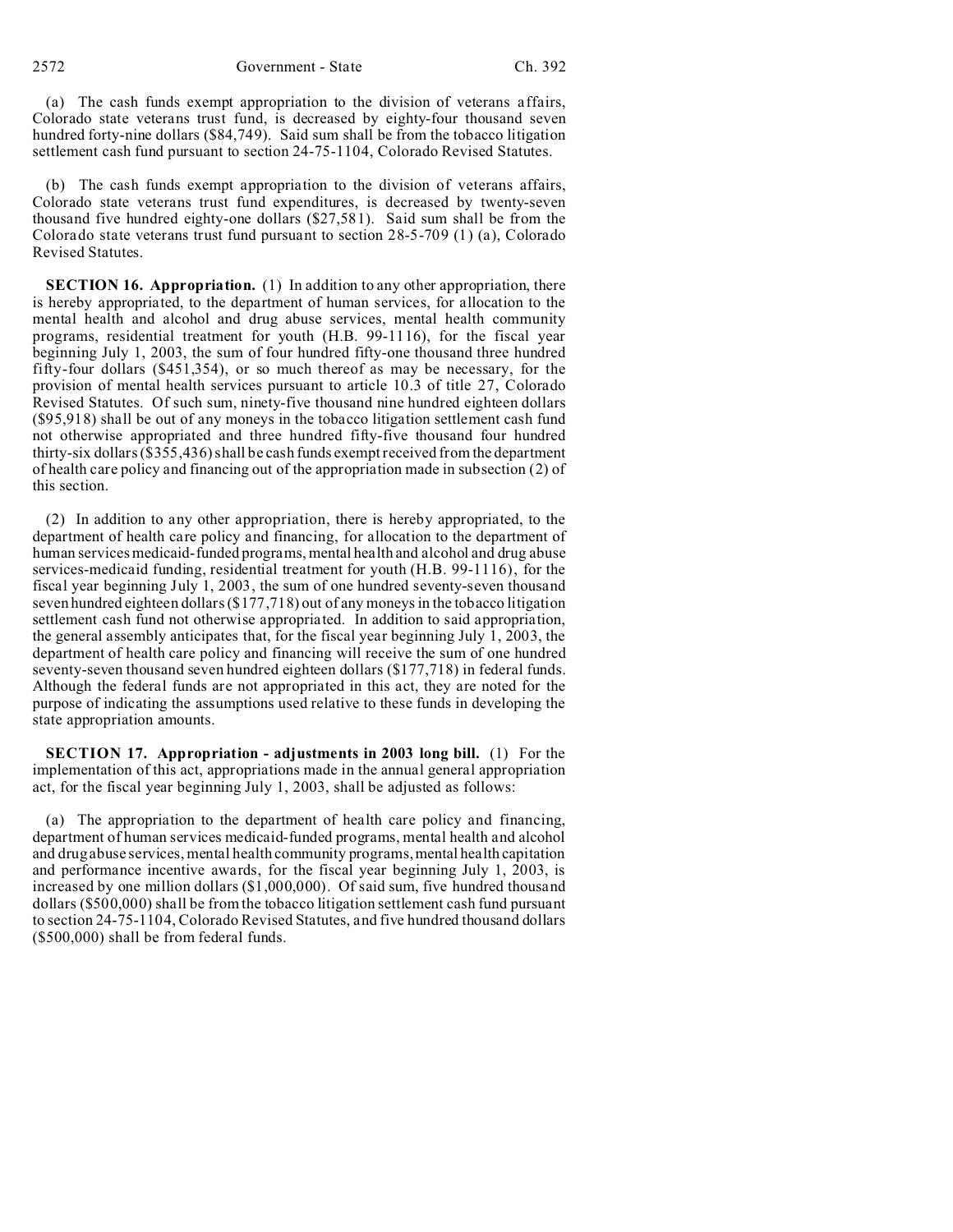(a) The cash funds exempt appropriation to the division of veterans affairs, Colorado state veterans trust fund, is decreased by eighty-four thousand seven hundred forty-nine dollars ($84,749). Said sum shall be from the tobacco litigation settlement cash fund pursuant to section 24-75-1104, Colorado Revised Statutes.

(b) The cash funds exempt appropriation to the division of veterans affairs, Colorado state veterans trust fund expenditures, is decreased by twenty-seven thousand five hundred eighty-one dollars ($27,581). Said sum shall be from the Colorado state veterans trust fund pursuant to section 28-5-709 (1) (a), Colorado Revised Statutes.

**SECTION 16. Appropriation.** (1) In addition to any other appropriation, there is hereby appropriated, to the department of human services, for allocation to the mental health and alcohol and drug abuse services, mental health community programs, residential treatment for youth (H.B. 99-1116), for the fiscal year beginning July 1, 2003, the sum of four hundred fifty-one thousand three hundred fifty-four dollars ($451,354), or so much thereof as may be necessary, for the provision of mental health services pursuant to article 10.3 of title 27, Colorado Revised Statutes. Of such sum, ninety-five thousand nine hundred eighteen dollars ($95,918) shall be out of any moneys in the tobacco litigation settlement cash fund not otherwise appropriated and three hundred fifty-five thousand four hundred thirty-six dollars ($355,436) shall be cash funds exempt received from the department of health care policy and financing out of the appropriation made in subsection (2) of this section.

(2) In addition to any other appropriation, there is hereby appropriated, to the department of health care policy and financing, for allocation to the department of human services medicaid-funded programs, mental health and alcohol and drug abuse services-medicaid funding, residential treatment for youth (H.B. 99-1116), for the fiscal year beginning July 1, 2003, the sum of one hundred seventy-seven thousand seven hundred eighteen dollars ($177,718) out of any moneys in the tobacco litigation settlement cash fund not otherwise appropriated. In addition to said appropriation, the general assembly anticipates that, for the fiscal year beginning July 1, 2003, the department of health care policy and financing will receive the sum of one hundred seventy-seven thousand seven hundred eighteen dollars ($177,718) in federal funds. Although the federal funds are not appropriated in this act, they are noted for the purpose of indicating the assumptions used relative to these funds in developing the state appropriation amounts.

**SECTION 17. Appropriation - adjustments in 2003 long bill.** (1) For the implementation of this act, appropriations made in the annual general appropriation act, for the fiscal year beginning July 1, 2003, shall be adjusted as follows:

(a) The appropriation to the department of health care policy and financing, department of human services medicaid-funded programs, mental health and alcohol and drug abuse services, mental health community programs, mental health capitation and performance incentive awards, for the fiscal year beginning July 1, 2003, is increased by one million dollars ($1,000,000). Of said sum, five hundred thousand dollars ($500,000) shall be from the tobacco litigation settlement cash fund pursuant to section 24-75-1104, Colorado Revised Statutes, and five hundred thousand dollars ($500,000) shall be from federal funds.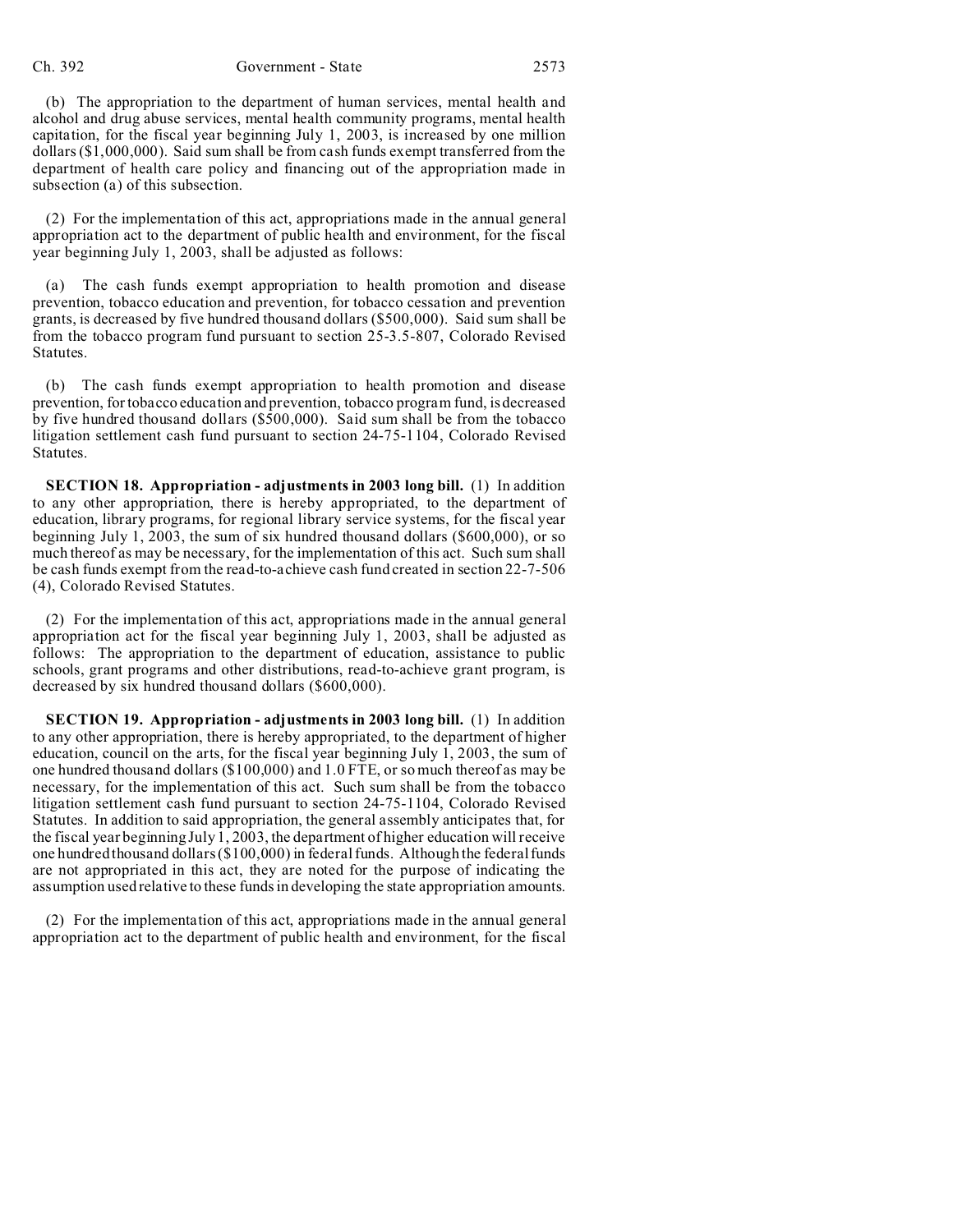(b) The appropriation to the department of human services, mental health and alcohol and drug abuse services, mental health community programs, mental health capitation, for the fiscal year beginning July 1, 2003, is increased by one million dollars ($1,000,000). Said sum shall be from cash funds exempt transferred from the department of health care policy and financing out of the appropriation made in subsection (a) of this subsection.

(2) For the implementation of this act, appropriations made in the annual general appropriation act to the department of public health and environment, for the fiscal year beginning July 1, 2003, shall be adjusted as follows:

(a) The cash funds exempt appropriation to health promotion and disease prevention, tobacco education and prevention, for tobacco cessation and prevention grants, is decreased by five hundred thousand dollars ($500,000). Said sum shall be from the tobacco program fund pursuant to section 25-3.5-807, Colorado Revised Statutes.

(b) The cash funds exempt appropriation to health promotion and disease prevention, for tobacco education and prevention, tobacco program fund, is decreased by five hundred thousand dollars ($500,000). Said sum shall be from the tobacco litigation settlement cash fund pursuant to section 24-75-1104, Colorado Revised Statutes.

**SECTION 18. Appropriation - adjustments in 2003 long bill.** (1) In addition to any other appropriation, there is hereby appropriated, to the department of education, library programs, for regional library service systems, for the fiscal year beginning July 1, 2003, the sum of six hundred thousand dollars ($600,000), or so much thereof as may be necessary, for the implementation of this act. Such sum shall be cash funds exempt from the read-to-achieve cash fund created in section 22-7-506 (4), Colorado Revised Statutes.

(2) For the implementation of this act, appropriations made in the annual general appropriation act for the fiscal year beginning July 1, 2003, shall be adjusted as follows: The appropriation to the department of education, assistance to public schools, grant programs and other distributions, read-to-achieve grant program, is decreased by six hundred thousand dollars ($600,000).

**SECTION 19. Appropriation - adjustments in 2003 long bill.** (1) In addition to any other appropriation, there is hereby appropriated, to the department of higher education, council on the arts, for the fiscal year beginning July 1, 2003, the sum of one hundred thousand dollars ($100,000) and 1.0 FTE, or so much thereof as may be necessary, for the implementation of this act. Such sum shall be from the tobacco litigation settlement cash fund pursuant to section 24-75-1104, Colorado Revised Statutes. In addition to said appropriation, the general assembly anticipates that, for the fiscal year beginning July 1, 2003, the department of higher education will receive one hundred thousand dollars ($100,000) in federal funds. Although the federal funds are not appropriated in this act, they are noted for the purpose of indicating the assumption used relative to these funds in developing the state appropriation amounts.

(2) For the implementation of this act, appropriations made in the annual general appropriation act to the department of public health and environment, for the fiscal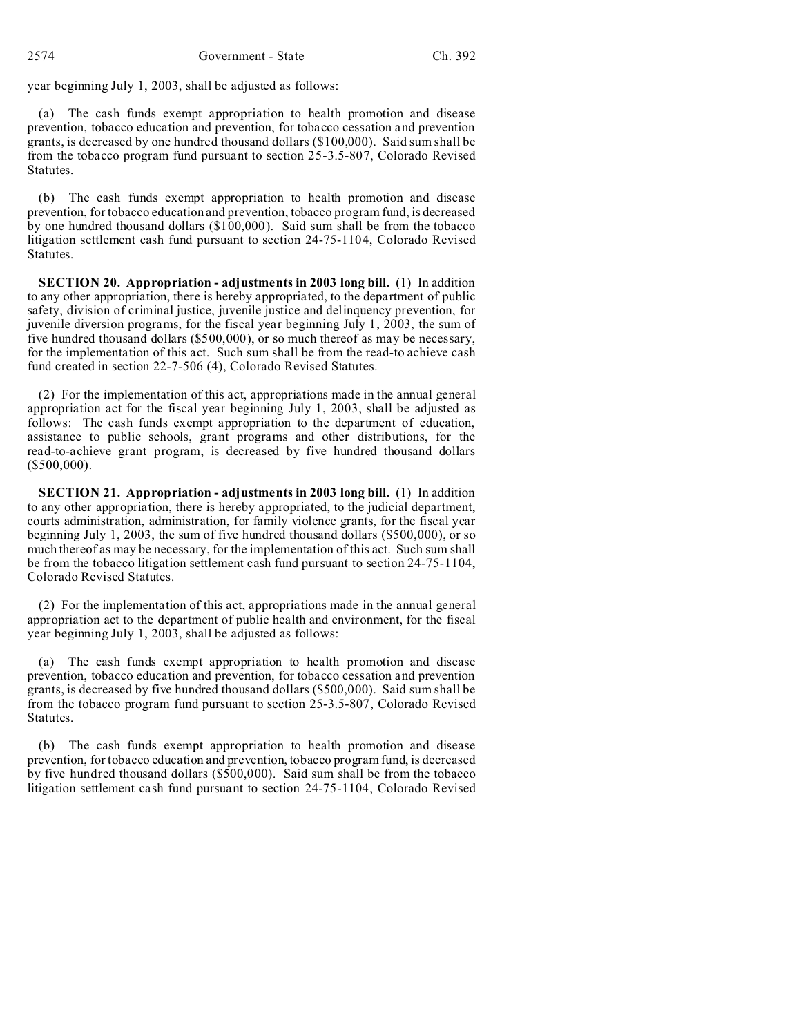year beginning July 1, 2003, shall be adjusted as follows:

(a) The cash funds exempt appropriation to health promotion and disease prevention, tobacco education and prevention, for tobacco cessation and prevention grants, is decreased by one hundred thousand dollars ($100,000). Said sum shall be from the tobacco program fund pursuant to section 25-3.5-807, Colorado Revised Statutes.

(b) The cash funds exempt appropriation to health promotion and disease prevention, for tobacco education and prevention, tobacco program fund, is decreased by one hundred thousand dollars ($100,000). Said sum shall be from the tobacco litigation settlement cash fund pursuant to section 24-75-1104, Colorado Revised Statutes.

**SECTION 20. Appropriation - adjustments in 2003 long bill.** (1) In addition to any other appropriation, there is hereby appropriated, to the department of public safety, division of criminal justice, juvenile justice and delinquency prevention, for juvenile diversion programs, for the fiscal year beginning July 1, 2003, the sum of five hundred thousand dollars ($500,000), or so much thereof as may be necessary, for the implementation of this act. Such sum shall be from the read-to achieve cash fund created in section 22-7-506 (4), Colorado Revised Statutes.

(2) For the implementation of this act, appropriations made in the annual general appropriation act for the fiscal year beginning July 1, 2003, shall be adjusted as follows: The cash funds exempt appropriation to the department of education, assistance to public schools, grant programs and other distributions, for the read-to-achieve grant program, is decreased by five hundred thousand dollars ($500,000).

**SECTION 21. Appropriation - adjustments in 2003 long bill.** (1) In addition to any other appropriation, there is hereby appropriated, to the judicial department, courts administration, administration, for family violence grants, for the fiscal year beginning July 1, 2003, the sum of five hundred thousand dollars ($500,000), or so much thereof as may be necessary, for the implementation of this act. Such sum shall be from the tobacco litigation settlement cash fund pursuant to section 24-75-1104, Colorado Revised Statutes.

(2) For the implementation of this act, appropriations made in the annual general appropriation act to the department of public health and environment, for the fiscal year beginning July 1, 2003, shall be adjusted as follows:

(a) The cash funds exempt appropriation to health promotion and disease prevention, tobacco education and prevention, for tobacco cessation and prevention grants, is decreased by five hundred thousand dollars ($500,000). Said sum shall be from the tobacco program fund pursuant to section 25-3.5-807, Colorado Revised Statutes.

(b) The cash funds exempt appropriation to health promotion and disease prevention, for tobacco education and prevention, tobacco program fund, is decreased by five hundred thousand dollars ($500,000). Said sum shall be from the tobacco litigation settlement cash fund pursuant to section 24-75-1104, Colorado Revised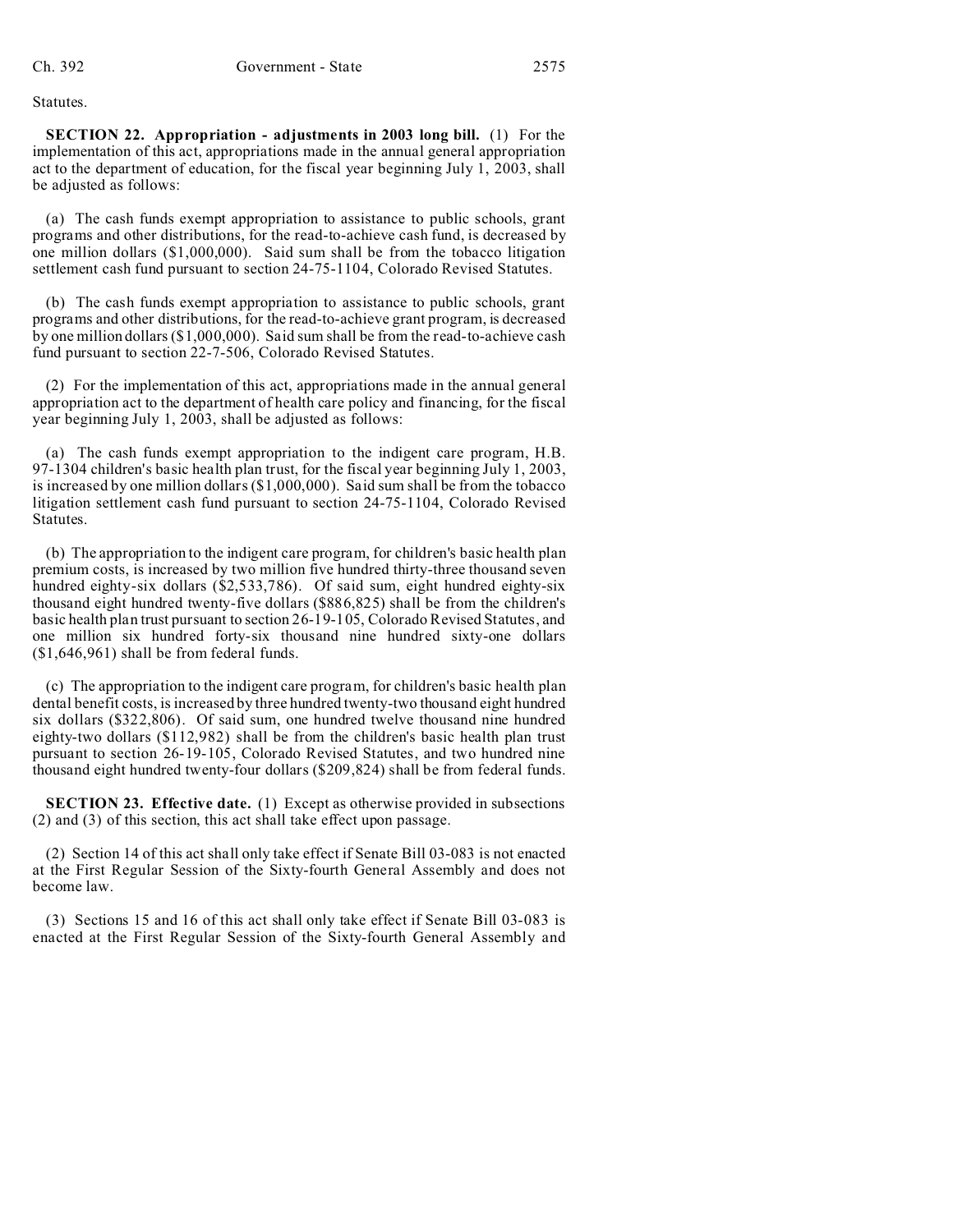Statutes.

**SECTION 22. Appropriation - adjustments in 2003 long bill.** (1) For the implementation of this act, appropriations made in the annual general appropriation act to the department of education, for the fiscal year beginning July 1, 2003, shall be adjusted as follows:

(a) The cash funds exempt appropriation to assistance to public schools, grant programs and other distributions, for the read-to-achieve cash fund, is decreased by one million dollars ($1,000,000). Said sum shall be from the tobacco litigation settlement cash fund pursuant to section 24-75-1104, Colorado Revised Statutes.

(b) The cash funds exempt appropriation to assistance to public schools, grant programs and other distributions, for the read-to-achieve grant program, is decreased by one million dollars ($1,000,000). Said sum shall be from the read-to-achieve cash fund pursuant to section 22-7-506, Colorado Revised Statutes.

(2) For the implementation of this act, appropriations made in the annual general appropriation act to the department of health care policy and financing, for the fiscal year beginning July 1, 2003, shall be adjusted as follows:

(a) The cash funds exempt appropriation to the indigent care program, H.B. 97-1304 children's basic health plan trust, for the fiscal year beginning July 1, 2003, is increased by one million dollars ($1,000,000). Said sum shall be from the tobacco litigation settlement cash fund pursuant to section 24-75-1104, Colorado Revised Statutes.

(b) The appropriation to the indigent care program, for children's basic health plan premium costs, is increased by two million five hundred thirty-three thousand seven hundred eighty-six dollars ($2,533,786). Of said sum, eight hundred eighty-six thousand eight hundred twenty-five dollars ($886,825) shall be from the children's basic health plan trust pursuant to section 26-19-105, Colorado Revised Statutes, and one million six hundred forty-six thousand nine hundred sixty-one dollars ($1,646,961) shall be from federal funds.

(c) The appropriation to the indigent care program, for children's basic health plan dental benefit costs, is increased by three hundred twenty-two thousand eight hundred six dollars ($322,806). Of said sum, one hundred twelve thousand nine hundred eighty-two dollars ($112,982) shall be from the children's basic health plan trust pursuant to section 26-19-105, Colorado Revised Statutes, and two hundred nine thousand eight hundred twenty-four dollars ($209,824) shall be from federal funds.

**SECTION 23. Effective date.** (1) Except as otherwise provided in subsections (2) and (3) of this section, this act shall take effect upon passage.

(2) Section 14 of this act shall only take effect if Senate Bill 03-083 is not enacted at the First Regular Session of the Sixty-fourth General Assembly and does not become law.

(3) Sections 15 and 16 of this act shall only take effect if Senate Bill 03-083 is enacted at the First Regular Session of the Sixty-fourth General Assembly and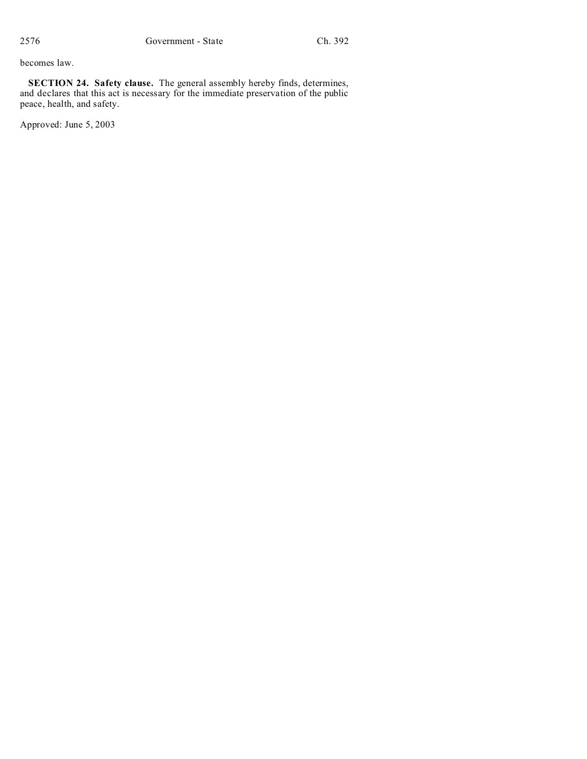becomes law.

**SECTION 24. Safety clause.** The general assembly hereby finds, determines, and declares that this act is necessary for the immediate preservation of the public peace, health, and safety.

Approved: June 5, 2003